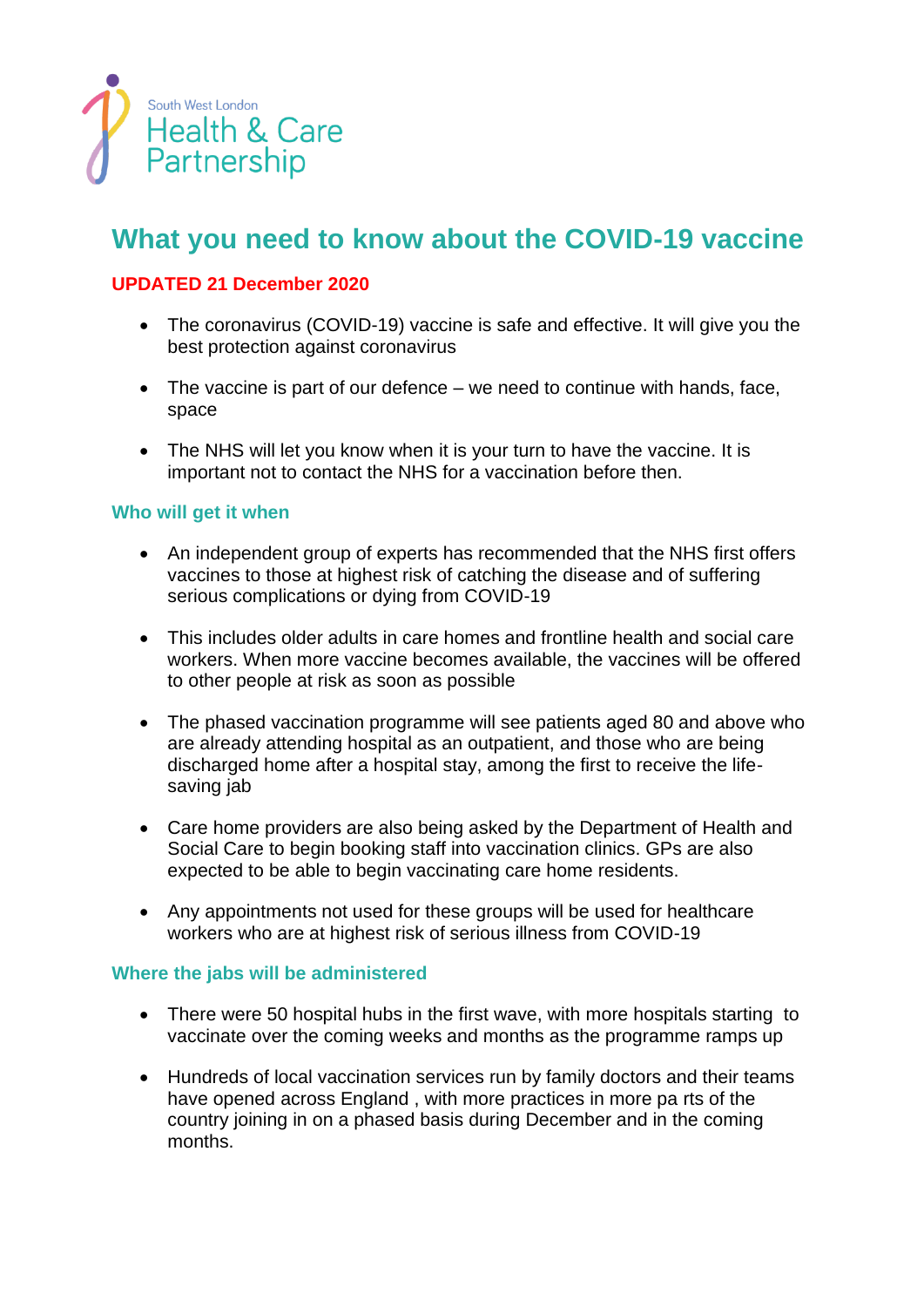South West London
Health & Care
Partnership

# What you need to know about the COVID-19 vaccine

**UPDATED 21 December 2020**

- The coronavirus (COVID-19) vaccine is safe and effective. It will give you the best protection against coronavirus
- The vaccine is part of our defence – we need to continue with hands, face, space
- The NHS will let you know when it is your turn to have the vaccine. It is important not to contact the NHS for a vaccination before then.

### Who will get it when

- An independent group of experts has recommended that the NHS first offers vaccines to those at highest risk of catching the disease and of suffering serious complications or dying from COVID-19
- This includes older adults in care homes and frontline health and social care workers. When more vaccine becomes available, the vaccines will be offered to other people at risk as soon as possible
- The phased vaccination programme will see patients aged 80 and above who are already attending hospital as an outpatient, and those who are being discharged home after a hospital stay, among the first to receive the life-saving jab
- Care home providers are also being asked by the Department of Health and Social Care to begin booking staff into vaccination clinics. GPs are also expected to be able to begin vaccinating care home residents.
- Any appointments not used for these groups will be used for healthcare workers who are at highest risk of serious illness from COVID-19

### Where the jabs will be administered

- There were 50 hospital hubs in the first wave, with more hospitals starting to vaccinate over the coming weeks and months as the programme ramps up
- Hundreds of local vaccination services run by family doctors and their teams have opened across England , with more practices in more pa rts of the country joining in on a phased basis during December and in the coming months.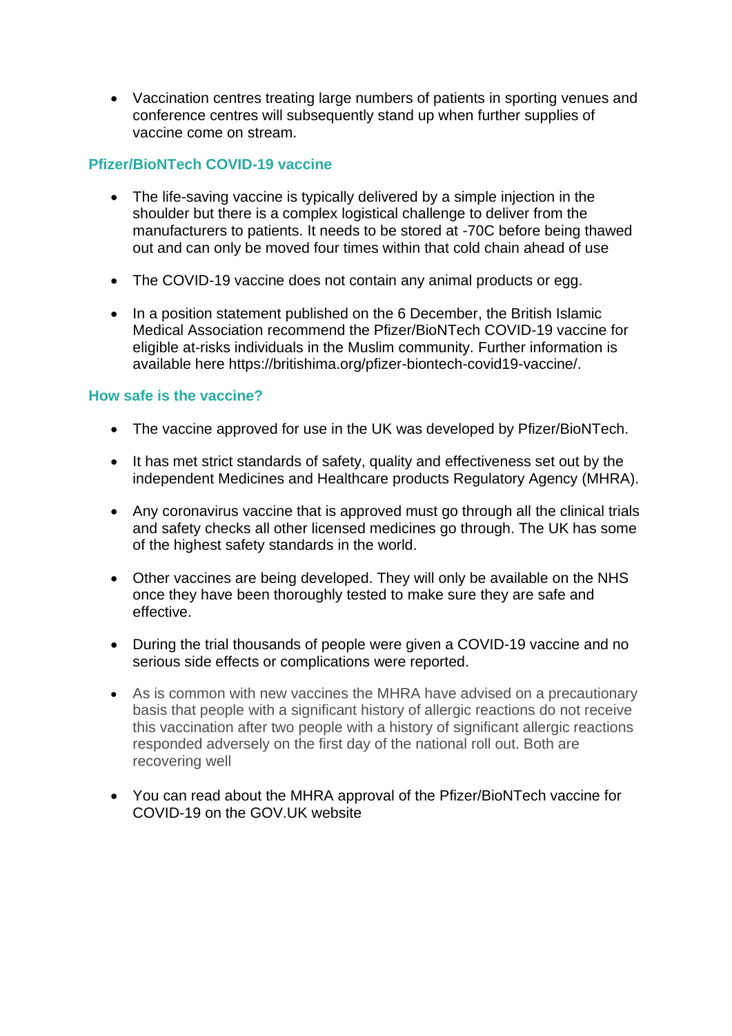- Vaccination centres treating large numbers of patients in sporting venues and conference centres will subsequently stand up when further supplies of vaccine come on stream.

### Pfizer/BioNTech COVID-19 vaccine

- The life-saving vaccine is typically delivered by a simple injection in the shoulder but there is a complex logistical challenge to deliver from the manufacturers to patients. It needs to be stored at -70C before being thawed out and can only be moved four times within that cold chain ahead of use

- The COVID-19 vaccine does not contain any animal products or egg.

- In a position statement published on the 6 December, the British Islamic Medical Association recommend the Pfizer/BioNTech COVID-19 vaccine for eligible at-risks individuals in the Muslim community. Further information is available here https://britishima.org/pfizer-biontech-covid19-vaccine/.

### How safe is the vaccine?

- The vaccine approved for use in the UK was developed by Pfizer/BioNTech.

- It has met strict standards of safety, quality and effectiveness set out by the independent Medicines and Healthcare products Regulatory Agency (MHRA).

- Any coronavirus vaccine that is approved must go through all the clinical trials and safety checks all other licensed medicines go through. The UK has some of the highest safety standards in the world.

- Other vaccines are being developed. They will only be available on the NHS once they have been thoroughly tested to make sure they are safe and effective.

- During the trial thousands of people were given a COVID-19 vaccine and no serious side effects or complications were reported.

- As is common with new vaccines the MHRA have advised on a precautionary basis that people with a significant history of allergic reactions do not receive this vaccination after two people with a history of significant allergic reactions responded adversely on the first day of the national roll out. Both are recovering well

- You can read about the MHRA approval of the Pfizer/BioNTech vaccine for COVID-19 on the GOV.UK website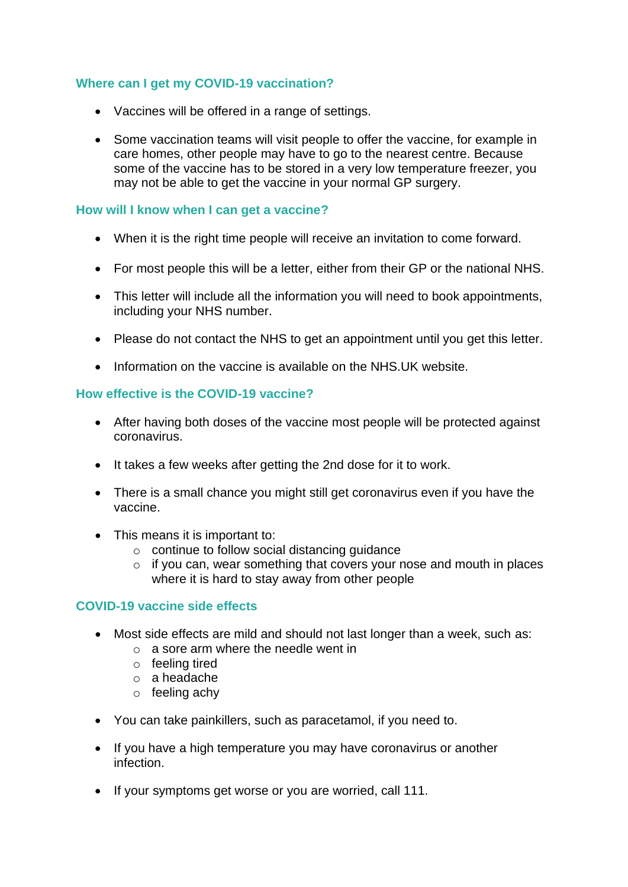### Where can I get my COVID-19 vaccination?

- Vaccines will be offered in a range of settings.
- Some vaccination teams will visit people to offer the vaccine, for example in care homes, other people may have to go to the nearest centre. Because some of the vaccine has to be stored in a very low temperature freezer, you may not be able to get the vaccine in your normal GP surgery.

### How will I know when I can get a vaccine?

- When it is the right time people will receive an invitation to come forward.
- For most people this will be a letter, either from their GP or the national NHS.
- This letter will include all the information you will need to book appointments, including your NHS number.
- Please do not contact the NHS to get an appointment until you get this letter.
- Information on the vaccine is available on the NHS.UK website.

### How effective is the COVID-19 vaccine?

- After having both doses of the vaccine most people will be protected against coronavirus.
- It takes a few weeks after getting the 2nd dose for it to work.
- There is a small chance you might still get coronavirus even if you have the vaccine.
- This means it is important to:
    - continue to follow social distancing guidance
    - if you can, wear something that covers your nose and mouth in places where it is hard to stay away from other people

### COVID-19 vaccine side effects

- Most side effects are mild and should not last longer than a week, such as:
    - a sore arm where the needle went in
    - feeling tired
    - a headache
    - feeling achy
- You can take painkillers, such as paracetamol, if you need to.
- If you have a high temperature you may have coronavirus or another infection.
- If your symptoms get worse or you are worried, call 111.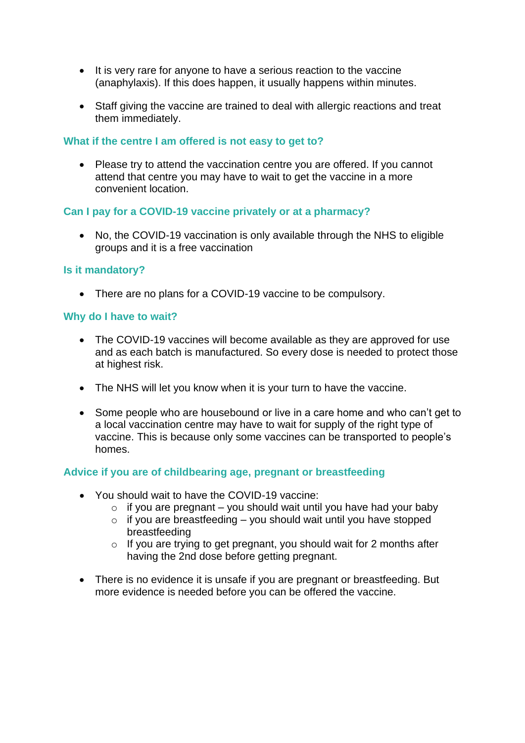- It is very rare for anyone to have a serious reaction to the vaccine (anaphylaxis). If this does happen, it usually happens within minutes.
- Staff giving the vaccine are trained to deal with allergic reactions and treat them immediately.

### What if the centre I am offered is not easy to get to?

- Please try to attend the vaccination centre you are offered. If you cannot attend that centre you may have to wait to get the vaccine in a more convenient location.

### Can I pay for a COVID-19 vaccine privately or at a pharmacy?

- No, the COVID-19 vaccination is only available through the NHS to eligible groups and it is a free vaccination

### Is it mandatory?

- There are no plans for a COVID-19 vaccine to be compulsory.

### Why do I have to wait?

- The COVID-19 vaccines will become available as they are approved for use and as each batch is manufactured. So every dose is needed to protect those at highest risk.
- The NHS will let you know when it is your turn to have the vaccine.
- Some people who are housebound or live in a care home and who can't get to a local vaccination centre may have to wait for supply of the right type of vaccine. This is because only some vaccines can be transported to people's homes.

### Advice if you are of childbearing age, pregnant or breastfeeding

- You should wait to have the COVID-19 vaccine:
  - if you are pregnant – you should wait until you have had your baby
  - if you are breastfeeding – you should wait until you have stopped breastfeeding
  - If you are trying to get pregnant, you should wait for 2 months after having the 2nd dose before getting pregnant.
- There is no evidence it is unsafe if you are pregnant or breastfeeding. But more evidence is needed before you can be offered the vaccine.